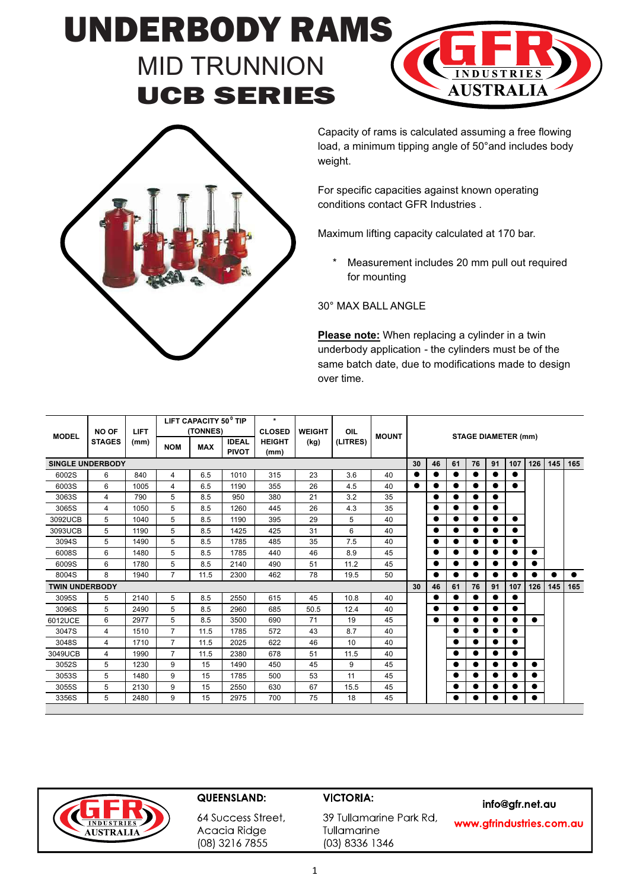# UNDERBODY RAMS

## MID TRUNNION

## UCB SERIES

Capacity of rams is calculated assuming a free flowing load, a minimum tipping angle of 50°and includes body weight.

For specific capacities against known operating conditions contact GFR Industries .

Maximum lifting capacity calculated at 170 bar.

\* Measurement includes 20 mm pull out required for mounting

30° MAX BALL ANGLE

**Please note:** When replacing a cylinder in a twin underbody application - the cylinders must be of the same batch date, due to modifications made to design over time.

| MODEL | NO OF STAGES | LIFT (mm) | LIFT CAPACITY 50° TIP (TONNES) | | | * CLOSED HEIGHT (mm) | WEIGHT (kg) | OIL (LITRES) | MOUNT | STAGE DIAMETER (mm) | | | | | | | | |
|---|---|---|---|---|---|---|---|---|---|---|---|---|---|---|---|---|---|---|
| | | | NOM | MAX | IDEAL PIVOT | | | | | | | | | | | | | |
| **SINGLE UNDERBODY** | | | | | | | | | | 30 | 46 | 61 | 76 | 91 | 107 | 126 | 145 | 165 |
| 6002S | 6 | 840 | 4 | 6.5 | 1010 | 315 | 23 | 3.6 | 40 | ● | ● | ● | ● | ● | ● | | | |
| 6003S | 6 | 1005 | 4 | 6.5 | 1190 | 355 | 26 | 4.5 | 40 | ● | ● | ● | ● | ● | ● | | | |
| 3063S | 4 | 790 | 5 | 8.5 | 950 | 380 | 21 | 3.2 | 35 | | ● | ● | ● | ● | | | | |
| 3065S | 4 | 1050 | 5 | 8.5 | 1260 | 445 | 26 | 4.3 | 35 | | ● | ● | ● | ● | | | | |
| 3092UCB | 5 | 1040 | 5 | 8.5 | 1190 | 395 | 29 | 5 | 40 | | ● | ● | ● | ● | ● | | | |
| 3093UCB | 5 | 1190 | 5 | 8.5 | 1425 | 425 | 31 | 6 | 40 | | ● | ● | ● | ● | ● | | | |
| 3094S | 5 | 1490 | 5 | 8.5 | 1785 | 485 | 35 | 7.5 | 40 | | ● | ● | ● | ● | ● | | | |
| 6008S | 6 | 1480 | 5 | 8.5 | 1785 | 440 | 46 | 8.9 | 45 | | ● | ● | ● | ● | ● | ● | | |
| 6009S | 6 | 1780 | 5 | 8.5 | 2140 | 490 | 51 | 11.2 | 45 | | ● | ● | ● | ● | ● | ● | | |
| 8004S | 8 | 1940 | 7 | 11.5 | 2300 | 462 | 78 | 19.5 | 50 | | ● | ● | ● | ● | ● | ● | ● | ● |
| **TWIN UNDERBODY** | | | | | | | | | | 30 | 46 | 61 | 76 | 91 | 107 | 126 | 145 | 165 |
| 3095S | 5 | 2140 | 5 | 8.5 | 2550 | 615 | 45 | 10.8 | 40 | | ● | ● | ● | ● | ● | | | |
| 3096S | 5 | 2490 | 5 | 8.5 | 2960 | 685 | 50.5 | 12.4 | 40 | | ● | ● | ● | ● | ● | | | |
| 6012UCE | 6 | 2977 | 5 | 8.5 | 3500 | 690 | 71 | 19 | 45 | | ● | ● | ● | ● | ● | ● | | |
| 3047S | 4 | 1510 | 7 | 11.5 | 1785 | 572 | 43 | 8.7 | 40 | | | ● | ● | ● | ● | | | |
| 3048S | 4 | 1710 | 7 | 11.5 | 2025 | 622 | 46 | 10 | 40 | | | ● | ● | ● | ● | | | |
| 3049UCB | 4 | 1990 | 7 | 11.5 | 2380 | 678 | 51 | 11.5 | 40 | | | ● | ● | ● | ● | | | |
| 3052S | 5 | 1230 | 9 | 15 | 1490 | 450 | 45 | 9 | 45 | | | ● | ● | ● | ● | ● | | |
| 3053S | 5 | 1480 | 9 | 15 | 1785 | 500 | 53 | 11 | 45 | | | ● | ● | ● | ● | ● | | |
| 3055S | 5 | 2130 | 9 | 15 | 2550 | 630 | 67 | 15.5 | 45 | | | ● | ● | ● | ● | ● | | |
| 3356S | 5 | 2480 | 9 | 15 | 2975 | 700 | 75 | 18 | 45 | | | ● | ● | ● | ● | ● | | |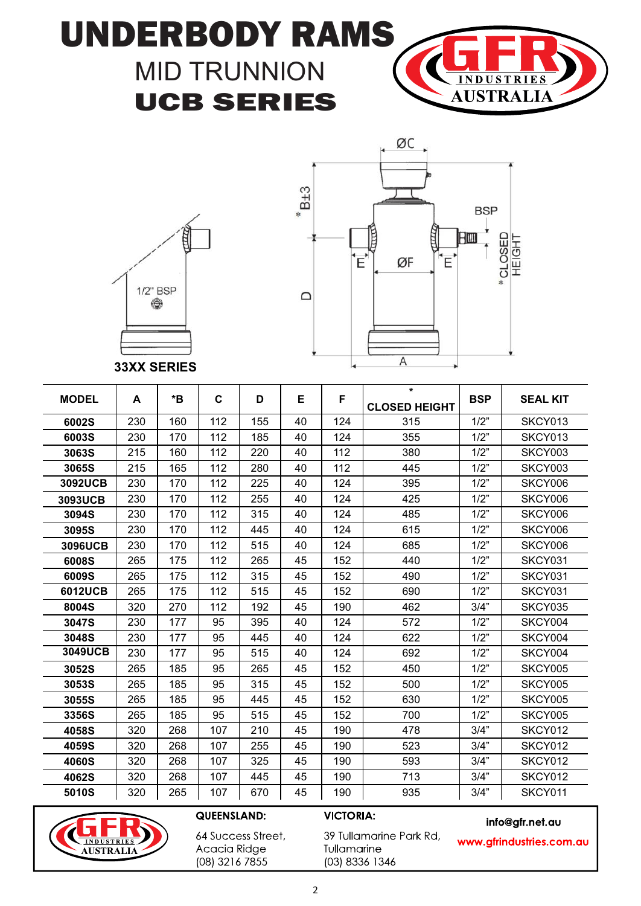# UNDERBODY RAMS

## MID TRUNNION

## UCB SERIES

GFR INDUSTRIES AUSTRALIA

ØC

* B±3

BSP

E ØF E

D

* CLOSED HEIGHT

A

1/2" BSP

33XX SERIES

| MODEL | A | *B | C | D | E | F | * CLOSED HEIGHT | BSP | SEAL KIT |
|---|---|---|---|---|---|---|---|---|---|
| 6002S | 230 | 160 | 112 | 155 | 40 | 124 | 315 | 1/2" | SKCY013 |
| 6003S | 230 | 170 | 112 | 185 | 40 | 124 | 355 | 1/2" | SKCY013 |
| 3063S | 215 | 160 | 112 | 220 | 40 | 112 | 380 | 1/2" | SKCY003 |
| 3065S | 215 | 165 | 112 | 280 | 40 | 112 | 445 | 1/2" | SKCY003 |
| 3092UCB | 230 | 170 | 112 | 225 | 40 | 124 | 395 | 1/2" | SKCY006 |
| 3093UCB | 230 | 170 | 112 | 255 | 40 | 124 | 425 | 1/2" | SKCY006 |
| 3094S | 230 | 170 | 112 | 315 | 40 | 124 | 485 | 1/2" | SKCY006 |
| 3095S | 230 | 170 | 112 | 445 | 40 | 124 | 615 | 1/2" | SKCY006 |
| 3096UCB | 230 | 170 | 112 | 515 | 40 | 124 | 685 | 1/2" | SKCY006 |
| 6008S | 265 | 175 | 112 | 265 | 45 | 152 | 440 | 1/2" | SKCY031 |
| 6009S | 265 | 175 | 112 | 315 | 45 | 152 | 490 | 1/2" | SKCY031 |
| 6012UCB | 265 | 175 | 112 | 515 | 45 | 152 | 690 | 1/2" | SKCY031 |
| 8004S | 320 | 270 | 112 | 192 | 45 | 190 | 462 | 3/4" | SKCY035 |
| 3047S | 230 | 177 | 95 | 395 | 40 | 124 | 572 | 1/2" | SKCY004 |
| 3048S | 230 | 177 | 95 | 445 | 40 | 124 | 622 | 1/2" | SKCY004 |
| 3049UCB | 230 | 177 | 95 | 515 | 40 | 124 | 692 | 1/2" | SKCY004 |
| 3052S | 265 | 185 | 95 | 265 | 45 | 152 | 450 | 1/2" | SKCY005 |
| 3053S | 265 | 185 | 95 | 315 | 45 | 152 | 500 | 1/2" | SKCY005 |
| 3055S | 265 | 185 | 95 | 445 | 45 | 152 | 630 | 1/2" | SKCY005 |
| 3356S | 265 | 185 | 95 | 515 | 45 | 152 | 700 | 1/2" | SKCY005 |
| 4058S | 320 | 268 | 107 | 210 | 45 | 190 | 478 | 3/4" | SKCY012 |
| 4059S | 320 | 268 | 107 | 255 | 45 | 190 | 523 | 3/4" | SKCY012 |
| 4060S | 320 | 268 | 107 | 325 | 45 | 190 | 593 | 3/4" | SKCY012 |
| 4062S | 320 | 268 | 107 | 445 | 45 | 190 | 713 | 3/4" | SKCY012 |
| 5010S | 320 | 265 | 107 | 670 | 45 | 190 | 935 | 3/4" | SKCY011 |

GFR INDUSTRIES AUSTRALIA

**QUEENSLAND:**
64 Success Street,
Acacia Ridge
(08) 3216 7855

**VICTORIA:**
39 Tullamarine Park Rd,
Tullamarine
(03) 8336 1346

info@gfr.net.au
www.gfrindustries.com.au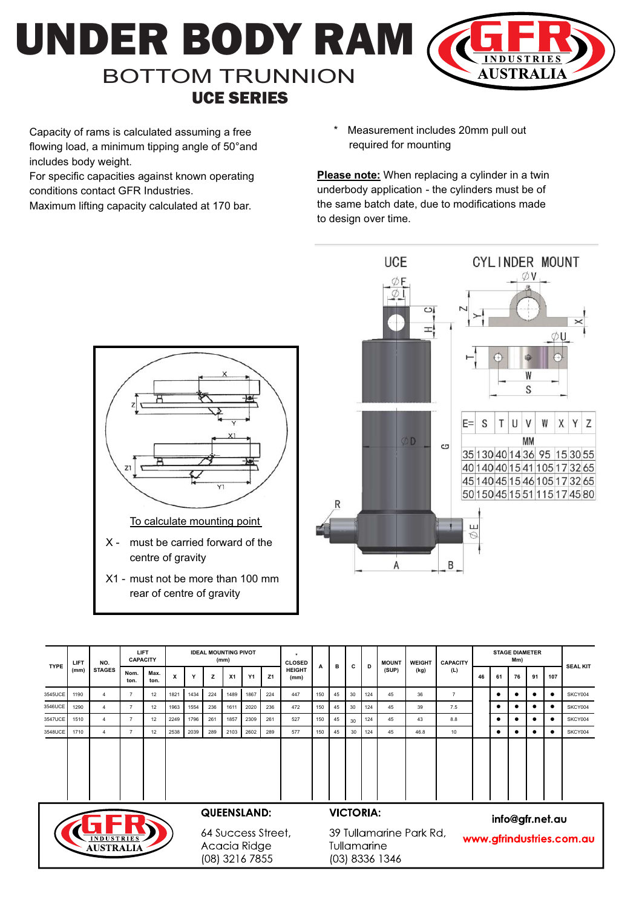# UNDER BODY RAM

## BOTTOM TRUNNION

### UCE SERIES

Capacity of rams is calculated assuming a free flowing load, a minimum tipping angle of 50°and includes body weight.

For specific capacities against known operating conditions contact GFR Industries.

Maximum lifting capacity calculated at 170 bar.

\* Measurement includes 20mm pull out required for mounting

**Please note:** When replacing a cylinder in a twin underbody application - the cylinders must be of the same batch date, due to modifications made to design over time.

To calculate mounting point

X - must be carried forward of the centre of gravity

X1 - must not be more than 100 mm rear of centre of gravity

UCE

CYLINDER MOUNT

| E= | S | T | U | V | W | X | Y | Z |
|---|---|---|---|---|---|---|---|---|
| | MM | | | | | | | |
| 35 | 130 | 40 | 14 | 36 | 95 | 15 | 30 | 55 |
| 40 | 140 | 40 | 15 | 41 | 105 | 17 | 32 | 65 |
| 45 | 140 | 45 | 15 | 46 | 105 | 17 | 32 | 65 |
| 50 | 150 | 45 | 15 | 51 | 115 | 17 | 45 | 80 |

| TYPE | LIFT (mm) | NO. STAGES | LIFT CAPACITY | | IDEAL MOUNTING PIVOT (mm) | | | | | | * CLOSED HEIGHT (mm) | A | B | C | D | MOUNT (SUP) | WEIGHT (kg) | CAPACITY (L) | STAGE DIAMETER Mm) | | | | | SEAL KIT |
|---|---|---|---|---|---|---|---|---|---|---|---|---|---|---|---|---|---|---|---|---|---|---|---|---|
| | | | Nom. ton. | Max. ton. | X | Y | Z | X1 | Y1 | Z1 | | | | | | | | | 46 | 61 | 76 | 91 | 107 | |
| 3545UCE | 1190 | 4 | 7 | 12 | 1821 | 1434 | 224 | 1489 | 1867 | 224 | 447 | 150 | 45 | 30 | 124 | 45 | 36 | 7 | | ● | ● | ● | ● | SKCY004 |
| 3546UCE | 1290 | 4 | 7 | 12 | 1963 | 1554 | 236 | 1611 | 2020 | 236 | 472 | 150 | 45 | 30 | 124 | 45 | 39 | 7.5 | | ● | ● | ● | ● | SKCY004 |
| 3547UCE | 1510 | 4 | 7 | 12 | 2249 | 1796 | 261 | 1857 | 2309 | 261 | 527 | 150 | 45 | 30 | 124 | 45 | 43 | 8.8 | | ● | ● | ● | ● | SKCY004 |
| 3548UCE | 1710 | 4 | 7 | 12 | 2538 | 2039 | 289 | 2103 | 2602 | 289 | 577 | 150 | 45 | 30 | 124 | 45 | 46.8 | 10 | | ● | ● | ● | ● | SKCY004 |

**QUEENSLAND:**

64 Success Street,
Acacia Ridge
(08) 3216 7855

**VICTORIA:**

39 Tullamarine Park Rd,
Tullamarine
(03) 8336 1346

**info@gfr.net.au**

**www.gfrindustries.com.au**